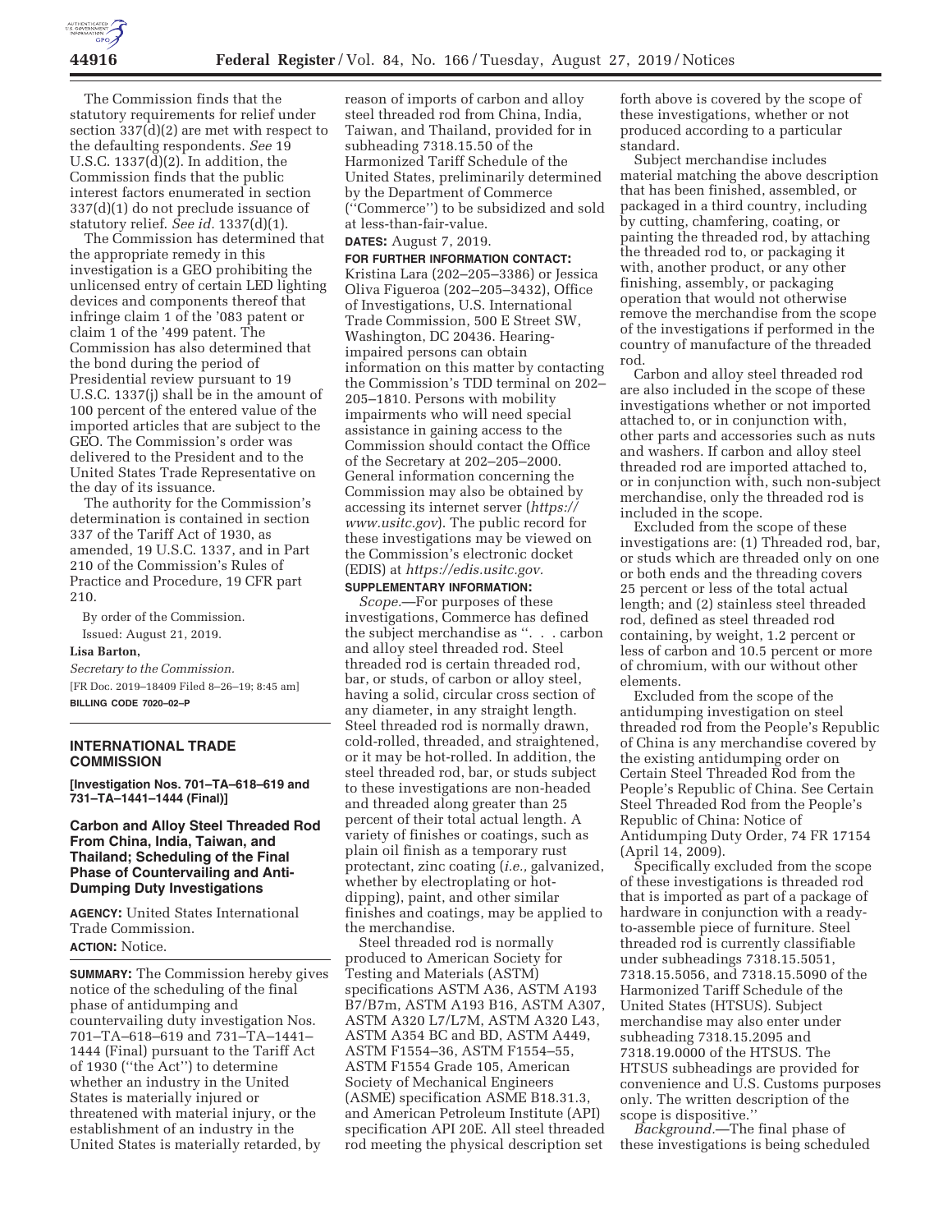The Commission finds that the statutory requirements for relief under section 337(d)(2) are met with respect to the defaulting respondents. *See* 19 U.S.C. 1337(d)(2). In addition, the Commission finds that the public interest factors enumerated in section 337(d)(1) do not preclude issuance of statutory relief. *See id.* 1337(d)(1).

The Commission has determined that the appropriate remedy in this investigation is a GEO prohibiting the unlicensed entry of certain LED lighting devices and components thereof that infringe claim 1 of the '083 patent or claim 1 of the '499 patent. The Commission has also determined that the bond during the period of Presidential review pursuant to 19 U.S.C. 1337(j) shall be in the amount of 100 percent of the entered value of the imported articles that are subject to the GEO. The Commission's order was delivered to the President and to the United States Trade Representative on the day of its issuance.

The authority for the Commission's determination is contained in section 337 of the Tariff Act of 1930, as amended, 19 U.S.C. 1337, and in Part 210 of the Commission's Rules of Practice and Procedure, 19 CFR part 210.

By order of the Commission.

Issued: August 21, 2019.

**Lisa Barton,**

*Secretary to the Commission.*

[FR Doc. 2019–18409 Filed 8–26–19; 8:45 am]

**BILLING CODE 7020–02–P**

---

## INTERNATIONAL TRADE COMMISSION

**[Investigation Nos. 701–TA–618–619 and 731–TA–1441–1444 (Final)]**

## Carbon and Alloy Steel Threaded Rod From China, India, Taiwan, and Thailand; Scheduling of the Final Phase of Countervailing and Anti-Dumping Duty Investigations

**AGENCY:** United States International Trade Commission.

**ACTION:** Notice.

**SUMMARY:** The Commission hereby gives notice of the scheduling of the final phase of antidumping and countervailing duty investigation Nos. 701–TA–618–619 and 731–TA–1441–1444 (Final) pursuant to the Tariff Act of 1930 ("the Act") to determine whether an industry in the United States is materially injured or threatened with material injury, or the establishment of an industry in the United States is materially retarded, by reason of imports of carbon and alloy steel threaded rod from China, India, Taiwan, and Thailand, provided for in subheading 7318.15.50 of the Harmonized Tariff Schedule of the United States, preliminarily determined by the Department of Commerce ("Commerce") to be subsidized and sold at less-than-fair-value.

**DATES:** August 7, 2019.

**FOR FURTHER INFORMATION CONTACT:** Kristina Lara (202–205–3386) or Jessica Oliva Figueroa (202–205–3432), Office of Investigations, U.S. International Trade Commission, 500 E Street SW, Washington, DC 20436. Hearing-impaired persons can obtain information on this matter by contacting the Commission's TDD terminal on 202–205–1810. Persons with mobility impairments who will need special assistance in gaining access to the Commission should contact the Office of the Secretary at 202–205–2000. General information concerning the Commission may also be obtained by accessing its internet server (*https://www.usitc.gov*). The public record for these investigations may be viewed on the Commission's electronic docket (EDIS) at *https://edis.usitc.gov*.

**SUPPLEMENTARY INFORMATION:**

*Scope.*—For purposes of these investigations, Commerce has defined the subject merchandise as ". . . carbon and alloy steel threaded rod. Steel threaded rod is certain threaded rod, bar, or studs, of carbon or alloy steel, having a solid, circular cross section of any diameter, in any straight length. Steel threaded rod is normally drawn, cold-rolled, threaded, and straightened, or it may be hot-rolled. In addition, the steel threaded rod, bar, or studs subject to these investigations are non-headed and threaded along greater than 25 percent of their total actual length. A variety of finishes or coatings, such as plain oil finish as a temporary rust protectant, zinc coating (*i.e.,* galvanized, whether by electroplating or hot-dipping), paint, and other similar finishes and coatings, may be applied to the merchandise.

Steel threaded rod is normally produced to American Society for Testing and Materials (ASTM) specifications ASTM A36, ASTM A193 B7/B7m, ASTM A193 B16, ASTM A307, ASTM A320 L7/L7M, ASTM A320 L43, ASTM A354 BC and BD, ASTM A449, ASTM F1554–36, ASTM F1554–55, ASTM F1554 Grade 105, American Society of Mechanical Engineers (ASME) specification ASME B18.31.3, and American Petroleum Institute (API) specification API 20E. All steel threaded rod meeting the physical description set forth above is covered by the scope of these investigations, whether or not produced according to a particular standard.

Subject merchandise includes material matching the above description that has been finished, assembled, or packaged in a third country, including by cutting, chamfering, coating, or painting the threaded rod, by attaching the threaded rod to, or packaging it with, another product, or any other finishing, assembly, or packaging operation that would not otherwise remove the merchandise from the scope of the investigations if performed in the country of manufacture of the threaded rod.

Carbon and alloy steel threaded rod are also included in the scope of these investigations whether or not imported attached to, or in conjunction with, other parts and accessories such as nuts and washers. If carbon and alloy steel threaded rod are imported attached to, or in conjunction with, such non-subject merchandise, only the threaded rod is included in the scope.

Excluded from the scope of these investigations are: (1) Threaded rod, bar, or studs which are threaded only on one or both ends and the threading covers 25 percent or less of the total actual length; and (2) stainless steel threaded rod, defined as steel threaded rod containing, by weight, 1.2 percent or less of carbon and 10.5 percent or more of chromium, with our without other elements.

Excluded from the scope of the antidumping investigation on steel threaded rod from the People's Republic of China is any merchandise covered by the existing antidumping order on Certain Steel Threaded Rod from the People's Republic of China. See Certain Steel Threaded Rod from the People's Republic of China: Notice of Antidumping Duty Order, 74 FR 17154 (April 14, 2009).

Specifically excluded from the scope of these investigations is threaded rod that is imported as part of a package of hardware in conjunction with a ready-to-assemble piece of furniture. Steel threaded rod is currently classifiable under subheadings 7318.15.5051, 7318.15.5056, and 7318.15.5090 of the Harmonized Tariff Schedule of the United States (HTSUS). Subject merchandise may also enter under subheading 7318.15.2095 and 7318.19.0000 of the HTSUS. The HTSUS subheadings are provided for convenience and U.S. Customs purposes only. The written description of the scope is dispositive."

*Background.*—The final phase of these investigations is being scheduled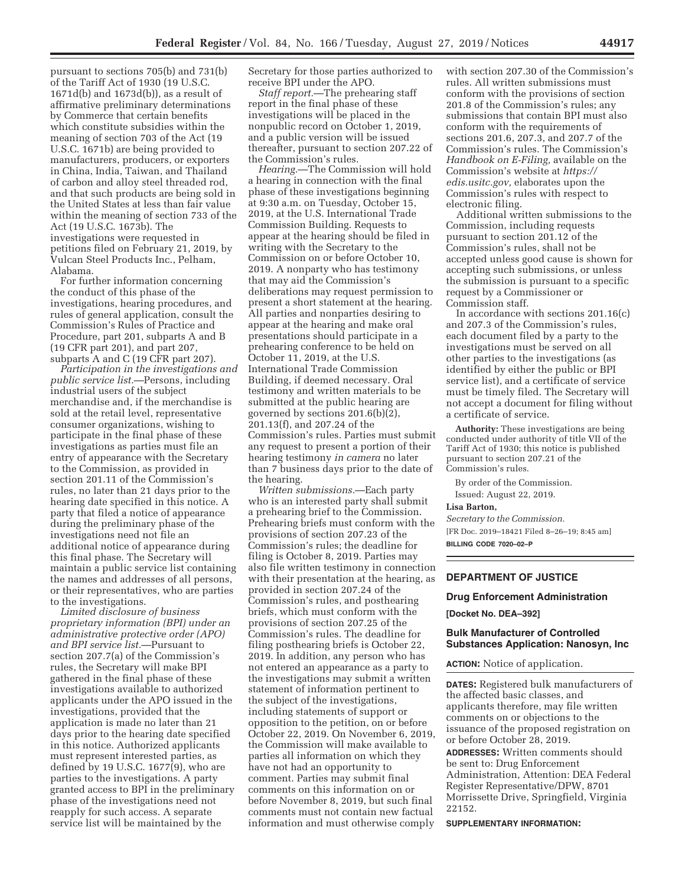pursuant to sections 705(b) and 731(b) of the Tariff Act of 1930 (19 U.S.C. 1671d(b) and 1673d(b)), as a result of affirmative preliminary determinations by Commerce that certain benefits which constitute subsidies within the meaning of section 703 of the Act (19 U.S.C. 1671b) are being provided to manufacturers, producers, or exporters in China, India, Taiwan, and Thailand of carbon and alloy steel threaded rod, and that such products are being sold in the United States at less than fair value within the meaning of section 733 of the Act (19 U.S.C. 1673b). The investigations were requested in petitions filed on February 21, 2019, by Vulcan Steel Products Inc., Pelham, Alabama.

For further information concerning the conduct of this phase of the investigations, hearing procedures, and rules of general application, consult the Commission's Rules of Practice and Procedure, part 201, subparts A and B (19 CFR part 201), and part 207, subparts A and C (19 CFR part 207).

*Participation in the investigations and public service list.*—Persons, including industrial users of the subject merchandise and, if the merchandise is sold at the retail level, representative consumer organizations, wishing to participate in the final phase of these investigations as parties must file an entry of appearance with the Secretary to the Commission, as provided in section 201.11 of the Commission's rules, no later than 21 days prior to the hearing date specified in this notice. A party that filed a notice of appearance during the preliminary phase of the investigations need not file an additional notice of appearance during this final phase. The Secretary will maintain a public service list containing the names and addresses of all persons, or their representatives, who are parties to the investigations.

*Limited disclosure of business proprietary information (BPI) under an administrative protective order (APO) and BPI service list.*—Pursuant to section 207.7(a) of the Commission's rules, the Secretary will make BPI gathered in the final phase of these investigations available to authorized applicants under the APO issued in the investigations, provided that the application is made no later than 21 days prior to the hearing date specified in this notice. Authorized applicants must represent interested parties, as defined by 19 U.S.C. 1677(9), who are parties to the investigations. A party granted access to BPI in the preliminary phase of the investigations need not reapply for such access. A separate service list will be maintained by the Secretary for those parties authorized to receive BPI under the APO.

*Staff report.*—The prehearing staff report in the final phase of these investigations will be placed in the nonpublic record on October 1, 2019, and a public version will be issued thereafter, pursuant to section 207.22 of the Commission's rules.

*Hearing.*—The Commission will hold a hearing in connection with the final phase of these investigations beginning at 9:30 a.m. on Tuesday, October 15, 2019, at the U.S. International Trade Commission Building. Requests to appear at the hearing should be filed in writing with the Secretary to the Commission on or before October 10, 2019. A nonparty who has testimony that may aid the Commission's deliberations may request permission to present a short statement at the hearing. All parties and nonparties desiring to appear at the hearing and make oral presentations should participate in a prehearing conference to be held on October 11, 2019, at the U.S. International Trade Commission Building, if deemed necessary. Oral testimony and written materials to be submitted at the public hearing are governed by sections 201.6(b)(2), 201.13(f), and 207.24 of the Commission's rules. Parties must submit any request to present a portion of their hearing testimony *in camera* no later than 7 business days prior to the date of the hearing.

*Written submissions.*—Each party who is an interested party shall submit a prehearing brief to the Commission. Prehearing briefs must conform with the provisions of section 207.23 of the Commission's rules; the deadline for filing is October 8, 2019. Parties may also file written testimony in connection with their presentation at the hearing, as provided in section 207.24 of the Commission's rules, and posthearing briefs, which must conform with the provisions of section 207.25 of the Commission's rules. The deadline for filing posthearing briefs is October 22, 2019. In addition, any person who has not entered an appearance as a party to the investigations may submit a written statement of information pertinent to the subject of the investigations, including statements of support or opposition to the petition, on or before October 22, 2019. On November 6, 2019, the Commission will make available to parties all information on which they have not had an opportunity to comment. Parties may submit final comments on this information on or before November 8, 2019, but such final comments must not contain new factual information and must otherwise comply with section 207.30 of the Commission's rules. All written submissions must conform with the provisions of section 201.8 of the Commission's rules; any submissions that contain BPI must also conform with the requirements of sections 201.6, 207.3, and 207.7 of the Commission's rules. The Commission's *Handbook on E-Filing,* available on the Commission's website at *https://edis.usitc.gov,* elaborates upon the Commission's rules with respect to electronic filing.

Additional written submissions to the Commission, including requests pursuant to section 201.12 of the Commission's rules, shall not be accepted unless good cause is shown for accepting such submissions, or unless the submission is pursuant to a specific request by a Commissioner or Commission staff.

In accordance with sections 201.16(c) and 207.3 of the Commission's rules, each document filed by a party to the investigations must be served on all other parties to the investigations (as identified by either the public or BPI service list), and a certificate of service must be timely filed. The Secretary will not accept a document for filing without a certificate of service.

**Authority:** These investigations are being conducted under authority of title VII of the Tariff Act of 1930; this notice is published pursuant to section 207.21 of the Commission's rules.

By order of the Commission.

Issued: August 22, 2019.

**Lisa Barton,**

*Secretary to the Commission.*

[FR Doc. 2019–18421 Filed 8–26–19; 8:45 am]

**BILLING CODE 7020–02–P**

---

## DEPARTMENT OF JUSTICE

### Drug Enforcement Administration

**[Docket No. DEA–392]**

### Bulk Manufacturer of Controlled Substances Application: Nanosyn, Inc

**ACTION:** Notice of application.

**DATES:** Registered bulk manufacturers of the affected basic classes, and applicants therefore, may file written comments on or objections to the issuance of the proposed registration on or before October 28, 2019.

**ADDRESSES:** Written comments should be sent to: Drug Enforcement Administration, Attention: DEA Federal Register Representative/DPW, 8701 Morrissette Drive, Springfield, Virginia 22152.

**SUPPLEMENTARY INFORMATION:**